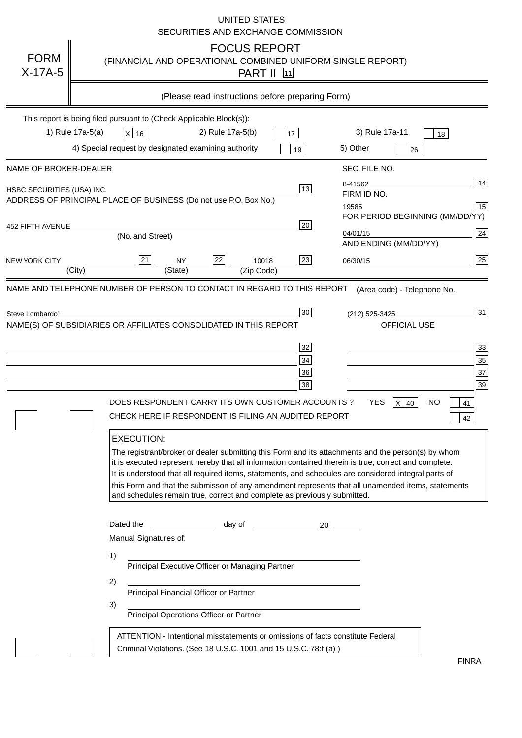UNITED STATES
SECURITIES AND EXCHANGE COMMISSION

# FORM X-17A-5

# FOCUS REPORT

(FINANCIAL AND OPERATIONAL COMBINED UNIFORM SINGLE REPORT)

PART II [11]

(Please read instructions before preparing Form)

This report is being filed pursuant to (Check Applicable Block(s)):

1) Rule 17a-5(a) [X] 16   2) Rule 17a-5(b) [ ] 17   3) Rule 17a-11 [ ] 18

4) Special request by designated examining authority [ ] 19   5) Other [ ] 26

| NAME OF BROKER-DEALER | | SEC. FILE NO. | |
|---|---|---|---|
| HSBC SECURITIES (USA) INC. | 13 | 8-41562 | 14 |
| ADDRESS OF PRINCIPAL PLACE OF BUSINESS (Do not use P.O. Box No.) | | FIRM ID NO. | |
| | | 19585 | 15 |
| 452 FIFTH AVENUE (No. and Street) | 20 | FOR PERIOD BEGINNING (MM/DD/YY) | |
| | | 04/01/15 | 24 |
| NEW YORK CITY (City) [21] NY (State) [22] 10018 (Zip Code) | 23 | AND ENDING (MM/DD/YY) | |
| | | 06/30/15 | 25 |

| NAME AND TELEPHONE NUMBER OF PERSON TO CONTACT IN REGARD TO THIS REPORT | | (Area code) - Telephone No. | |
|---|---|---|---|
| Steve Lombardo` | 30 | (212) 525-3425 | 31 |
| NAME(S) OF SUBSIDIARIES OR AFFILIATES CONSOLIDATED IN THIS REPORT | | OFFICIAL USE | |
| | 32 | | 33 |
| | 34 | | 35 |
| | 36 | | 37 |
| | 38 | | 39 |

DOES RESPONDENT CARRY ITS OWN CUSTOMER ACCOUNTS ? YES [X] 40 NO [ ] 41

CHECK HERE IF RESPONDENT IS FILING AN AUDITED REPORT [ ] 42

**EXECUTION:**

The registrant/broker or dealer submitting this Form and its attachments and the person(s) by whom it is executed represent hereby that all information contained therein is true, correct and complete. It is understood that all required items, statements, and schedules are considered integral parts of this Form and that the submisson of any amendment represents that all unamended items, statements and schedules remain true, correct and complete as previously submitted.

Dated the ____________ day of ____________ 20 ______

Manual Signatures of:

1) ________________________________
Principal Executive Officer or Managing Partner

2) ________________________________
Principal Financial Officer or Partner

3) ________________________________
Principal Operations Officer or Partner

ATTENTION - Intentional misstatements or omissions of facts constitute Federal Criminal Violations. (See 18 U.S.C. 1001 and 15 U.S.C. 78:f (a) )

FINRA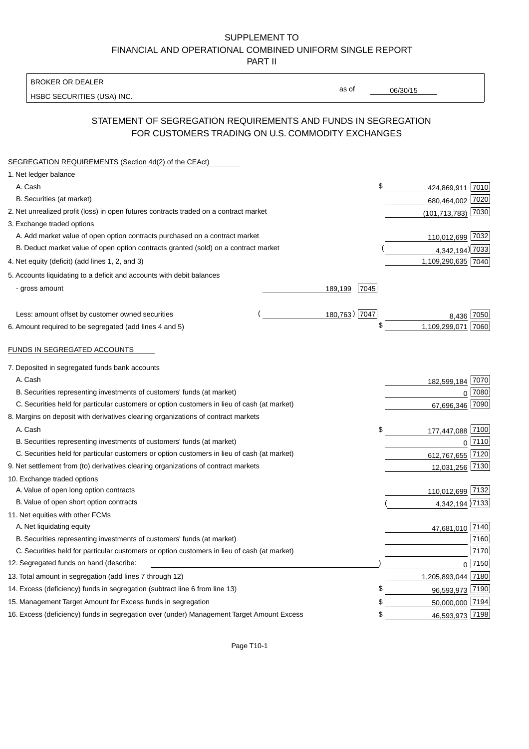SUPPLEMENT TO
FINANCIAL AND OPERATIONAL COMBINED UNIFORM SINGLE REPORT
PART II

BROKER OR DEALER
HSBC SECURITIES (USA) INC.

as of 06/30/15

## STATEMENT OF SEGREGATION REQUIREMENTS AND FUNDS IN SEGREGATION FOR CUSTOMERS TRADING ON U.S. COMMODITY EXCHANGES

SEGREGATION REQUIREMENTS (Section 4d(2) of the CEAct)

| | | | | |
|---|---|---|---|---|
| 1. Net ledger balance | | | | |
| A. Cash | | | $ 424,869,911 | 7010 |
| B. Securities (at market) | | | 680,464,002 | 7020 |
| 2. Net unrealized profit (loss) in open futures contracts traded on a contract market | | | (101,713,783) | 7030 |
| 3. Exchange traded options | | | | |
| A. Add market value of open option contracts purchased on a contract market | | | 110,012,699 | 7032 |
| B. Deduct market value of open option contracts granted (sold) on a contract market | | | (4,342,194) | 7033 |
| 4. Net equity (deficit) (add lines 1, 2, and 3) | | | 1,109,290,635 | 7040 |
| 5. Accounts liquidating to a deficit and accounts with debit balances | | | | |
| - gross amount | 189,199 | 7045 | | |
| Less: amount offset by customer owned securities | (180,763) | 7047 | 8,436 | 7050 |
| 6. Amount required to be segregated (add lines 4 and 5) | | | $ 1,109,299,071 | 7060 |

FUNDS IN SEGREGATED ACCOUNTS

| | | |
|---|---|---|
| 7. Deposited in segregated funds bank accounts | | |
| A. Cash | 182,599,184 | 7070 |
| B. Securities representing investments of customers' funds (at market) | 0 | 7080 |
| C. Securities held for particular customers or option customers in lieu of cash (at market) | 67,696,346 | 7090 |
| 8. Margins on deposit with derivatives clearing organizations of contract markets | | |
| A. Cash | $ 177,447,088 | 7100 |
| B. Securities representing investments of customers' funds (at market) | 0 | 7110 |
| C. Securities held for particular customers or option customers in lieu of cash (at market) | 612,767,655 | 7120 |
| 9. Net settlement from (to) derivatives clearing organizations of contract markets | 12,031,256 | 7130 |
| 10. Exchange traded options | | |
| A. Value of open long option contracts | 110,012,699 | 7132 |
| B. Value of open short option contracts | (4,342,194) | 7133 |
| 11. Net equities with other FCMs | | |
| A. Net liquidating equity | 47,681,010 | 7140 |
| B. Securities representing investments of customers' funds (at market) | | 7160 |
| C. Securities held for particular customers or option customers in lieu of cash (at market) | | 7170 |
| 12. Segregated funds on hand (describe: ) | 0 | 7150 |
| 13. Total amount in segregation (add lines 7 through 12) | 1,205,893,044 | 7180 |
| 14. Excess (deficiency) funds in segregation (subtract line 6 from line 13) | $ 96,593,973 | 7190 |
| 15. Management Target Amount for Excess funds in segregation | $ 50,000,000 | 7194 |
| 16. Excess (deficiency) funds in segregation over (under) Management Target Amount Excess | $ 46,593,973 | 7198 |

Page T10-1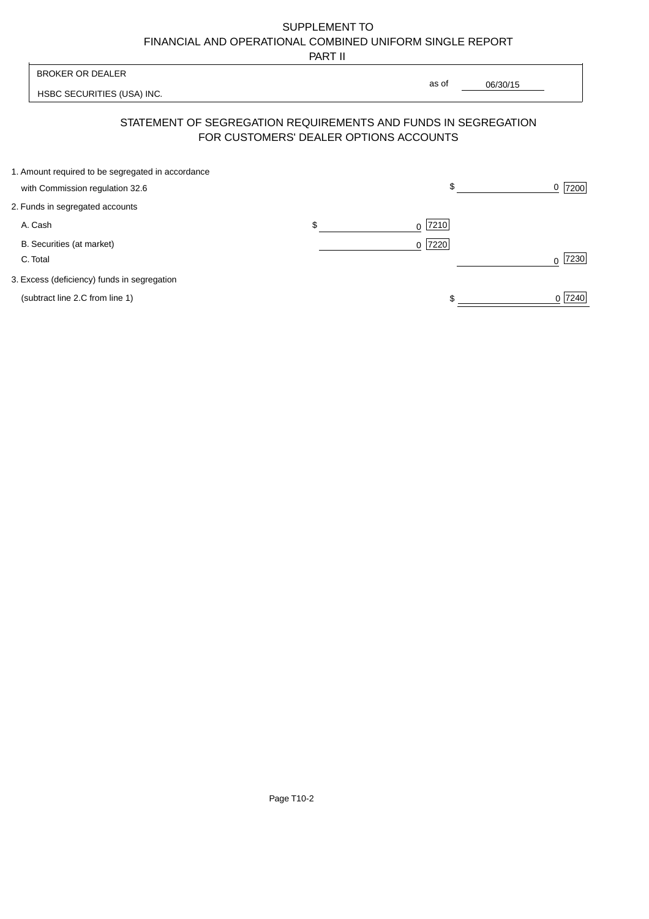SUPPLEMENT TO
FINANCIAL AND OPERATIONAL COMBINED UNIFORM SINGLE REPORT
PART II

BROKER OR DEALER

HSBC SECURITIES (USA) INC.

as of 06/30/15

## STATEMENT OF SEGREGATION REQUIREMENTS AND FUNDS IN SEGREGATION FOR CUSTOMERS' DEALER OPTIONS ACCOUNTS

| | | |
|---|---|---|
| 1. Amount required to be segregated in accordance with Commission regulation 32.6 | | $ 0 [7200] |
| 2. Funds in segregated accounts | | |
| A. Cash | $ 0 [7210] | |
| B. Securities (at market) | 0 [7220] | |
| C. Total | | 0 [7230] |
| 3. Excess (deficiency) funds in segregation (subtract line 2.C from line 1) | | $ 0 [7240] |

Page T10-2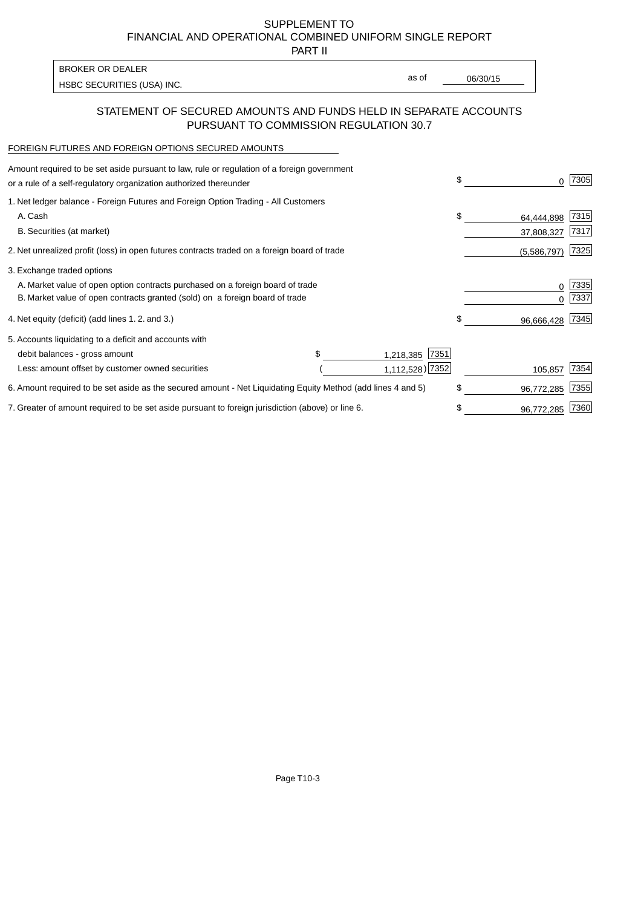SUPPLEMENT TO
FINANCIAL AND OPERATIONAL COMBINED UNIFORM SINGLE REPORT
PART II

| BROKER OR DEALER | | |
|---|---|---|
| HSBC SECURITIES (USA) INC. | as of | 06/30/15 |

## STATEMENT OF SECURED AMOUNTS AND FUNDS HELD IN SEPARATE ACCOUNTS PURSUANT TO COMMISSION REGULATION 30.7

FOREIGN FUTURES AND FOREIGN OPTIONS SECURED AMOUNTS

| Description | | | Amount | Code |
|---|---|---|---|---|
| Amount required to be set aside pursuant to law, rule or regulation of a foreign government or a rule of a self-regulatory organization authorized thereunder | | | $ 0 | 7305 |
| 1. Net ledger balance - Foreign Futures and Foreign Option Trading - All Customers | | | | |
| A. Cash | | | $ 64,444,898 | 7315 |
| B. Securities (at market) | | | 37,808,327 | 7317 |
| 2. Net unrealized profit (loss) in open futures contracts traded on a foreign board of trade | | | (5,586,797) | 7325 |
| 3. Exchange traded options | | | | |
| A. Market value of open option contracts purchased on a foreign board of trade | | | 0 | 7335 |
| B. Market value of open contracts granted (sold) on a foreign board of trade | | | 0 | 7337 |
| 4. Net equity (deficit) (add lines 1. 2. and 3.) | | | $ 96,666,428 | 7345 |
| 5. Accounts liquidating to a deficit and accounts with | | | | |
| debit balances - gross amount | $ 1,218,385 | 7351 | | |
| Less: amount offset by customer owned securities | ( 1,112,528) | 7352 | 105,857 | 7354 |
| 6. Amount required to be set aside as the secured amount - Net Liquidating Equity Method (add lines 4 and 5) | | | $ 96,772,285 | 7355 |
| 7. Greater of amount required to be set aside pursuant to foreign jurisdiction (above) or line 6. | | | $ 96,772,285 | 7360 |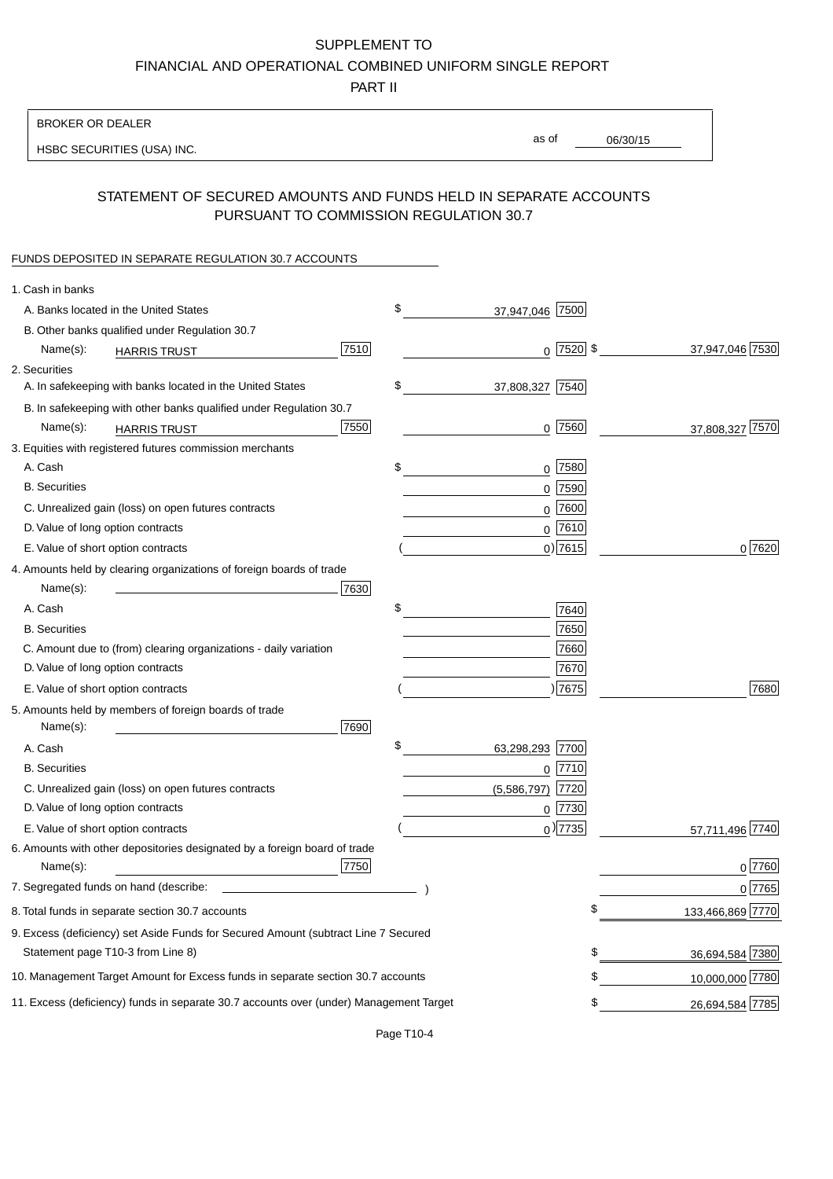SUPPLEMENT TO
FINANCIAL AND OPERATIONAL COMBINED UNIFORM SINGLE REPORT
PART II

BROKER OR DEALER
HSBC SECURITIES (USA) INC.

as of 06/30/15

## STATEMENT OF SECURED AMOUNTS AND FUNDS HELD IN SEPARATE ACCOUNTS PURSUANT TO COMMISSION REGULATION 30.7

FUNDS DEPOSITED IN SEPARATE REGULATION 30.7 ACCOUNTS

| | | | |
|---|---|---|---|
| 1. Cash in banks | | | |
| A. Banks located in the United States | | $ 37,947,046 [7500] | |
| B. Other banks qualified under Regulation 30.7 | | | |
| Name(s): HARRIS TRUST | [7510] | 0 [7520] | $ 37,947,046 [7530] |
| 2. Securities | | | |
| A. In safekeeping with banks located in the United States | | $ 37,808,327 [7540] | |
| B. In safekeeping with other banks qualified under Regulation 30.7 | | | |
| Name(s): HARRIS TRUST | [7550] | 0 [7560] | 37,808,327 [7570] |
| 3. Equities with registered futures commission merchants | | | |
| A. Cash | | $ 0 [7580] | |
| B. Securities | | 0 [7590] | |
| C. Unrealized gain (loss) on open futures contracts | | 0 [7600] | |
| D. Value of long option contracts | | 0 [7610] | |
| E. Value of short option contracts | | ( 0) [7615] | 0 [7620] |
| 4. Amounts held by clearing organizations of foreign boards of trade | | | |
| Name(s): | [7630] | | |
| A. Cash | | $ [7640] | |
| B. Securities | | [7650] | |
| C. Amount due to (from) clearing organizations - daily variation | | [7660] | |
| D. Value of long option contracts | | [7670] | |
| E. Value of short option contracts | | ( ) [7675] | [7680] |
| 5. Amounts held by members of foreign boards of trade | | | |
| Name(s): | [7690] | | |
| A. Cash | | $ 63,298,293 [7700] | |
| B. Securities | | 0 [7710] | |
| C. Unrealized gain (loss) on open futures contracts | | (5,586,797) [7720] | |
| D. Value of long option contracts | | 0 [7730] | |
| E. Value of short option contracts | | ( 0) [7735] | 57,711,496 [7740] |
| 6. Amounts with other depositories designated by a foreign board of trade | | | |
| Name(s): | [7750] | | 0 [7760] |
| 7. Segregated funds on hand (describe: ) | | | 0 [7765] |
| 8. Total funds in separate section 30.7 accounts | | | $ 133,466,869 [7770] |
| 9. Excess (deficiency) set Aside Funds for Secured Amount (subtract Line 7 Secured Statement page T10-3 from Line 8) | | | $ 36,694,584 [7380] |
| 10. Management Target Amount for Excess funds in separate section 30.7 accounts | | | $ 10,000,000 [7780] |
| 11. Excess (deficiency) funds in separate 30.7 accounts over (under) Management Target | | | $ 26,694,584 [7785] |

Page T10-4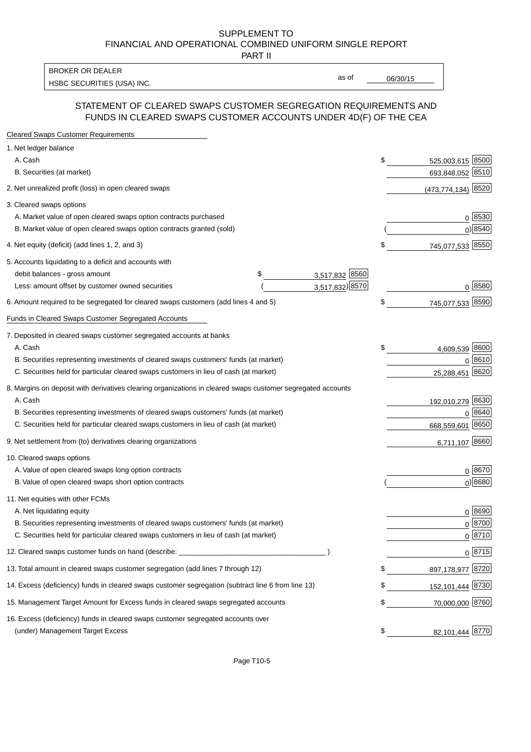SUPPLEMENT TO
FINANCIAL AND OPERATIONAL COMBINED UNIFORM SINGLE REPORT
PART II

| BROKER OR DEALER | | |
|---|---|---|
| HSBC SECURITIES (USA) INC. | as of | 06/30/15 |

## STATEMENT OF CLEARED SWAPS CUSTOMER SEGREGATION REQUIREMENTS AND FUNDS IN CLEARED SWAPS CUSTOMER ACCOUNTS UNDER 4D(F) OF THE CEA

| | | | | |
|---|---|---|---|---|
| **Cleared Swaps Customer Requirements** | | | | |
| 1. Net ledger balance | | | | |
| A. Cash | | | $ 525,003,615 | 8500 |
| B. Securities (at market) | | | 693,848,052 | 8510 |
| 2. Net unrealized profit (loss) in open cleared swaps | | | (473,774,134) | 8520 |
| 3. Cleared swaps options | | | | |
| A. Market value of open cleared swaps option contracts purchased | | | 0 | 8530 |
| B. Market value of open cleared swaps option contracts granted (sold) | | | ( 0) | 8540 |
| 4. Net equity (deficit) (add lines 1, 2, and 3) | | | $ 745,077,533 | 8550 |
| 5. Accounts liquidating to a deficit and accounts with debit balances - gross amount | $ 3,517,832 | 8560 | | |
| Less: amount offset by customer owned securities | ( 3,517,832) | 8570 | 0 | 8580 |
| 6. Amount required to be segregated for cleared swaps customers (add lines 4 and 5) | | | $ 745,077,533 | 8590 |
| **Funds in Cleared Swaps Customer Segregated Accounts** | | | | |
| 7. Deposited in cleared swaps customer segregated accounts at banks | | | | |
| A. Cash | | | $ 4,609,539 | 8600 |
| B. Securities representing investments of cleared swaps customers' funds (at market) | | | 0 | 8610 |
| C. Securities held for particular cleared swaps customers in lieu of cash (at market) | | | 25,288,451 | 8620 |
| 8. Margins on deposit with derivatives clearing organizations in cleared swaps customer segregated accounts | | | | |
| A. Cash | | | 192,010,279 | 8630 |
| B. Securities representing investments of cleared swaps customers' funds (at market) | | | 0 | 8640 |
| C. Securities held for particular cleared swaps customers in lieu of cash (at market) | | | 668,559,601 | 8650 |
| 9. Net settlement from (to) derivatives clearing organizations | | | 6,711,107 | 8660 |
| 10. Cleared swaps options | | | | |
| A. Value of open cleared swaps long option contracts | | | 0 | 8670 |
| B. Value of open cleared swaps short option contracts | | | ( 0) | 8680 |
| 11. Net equities with other FCMs | | | | |
| A. Net liquidating equity | | | 0 | 8690 |
| B. Securities representing investments of cleared swaps customers' funds (at market) | | | 0 | 8700 |
| C. Securities held for particular cleared swaps customers in lieu of cash (at market) | | | 0 | 8710 |
| 12. Cleared swaps customer funds on hand (describe: ____________ ) | | | 0 | 8715 |
| 13. Total amount in cleared swaps customer segregation (add lines 7 through 12) | | | $ 897,178,977 | 8720 |
| 14. Excess (deficiency) funds in cleared swaps customer segregation (subtract line 6 from line 13) | | | $ 152,101,444 | 8730 |
| 15. Management Target Amount for Excess funds in cleared swaps segregated accounts | | | $ 70,000,000 | 8760 |
| 16. Excess (deficiency) funds in cleared swaps customer segregated accounts over (under) Management Target Excess | | | $ 82,101,444 | 8770 |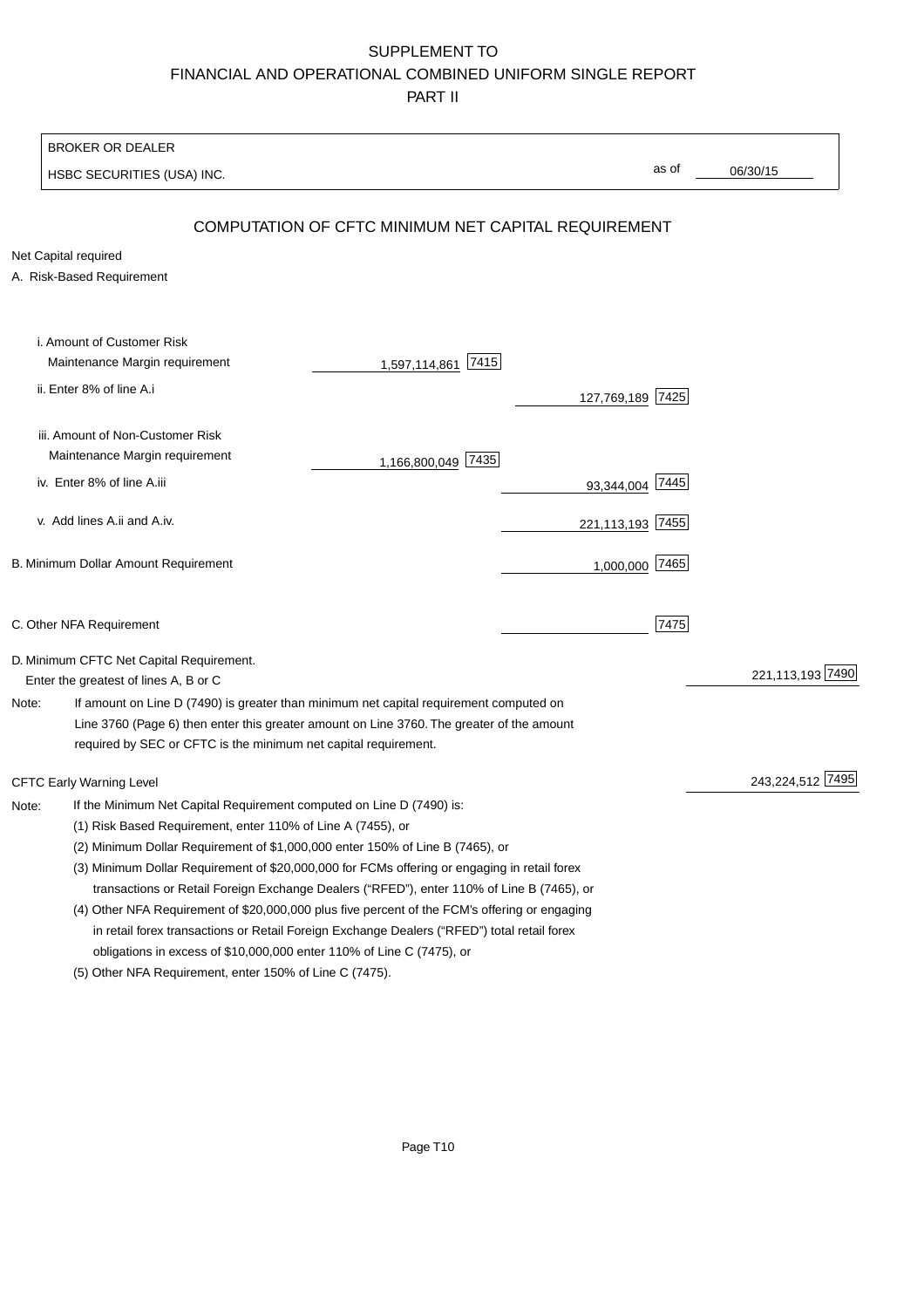# SUPPLEMENT TO
# FINANCIAL AND OPERATIONAL COMBINED UNIFORM SINGLE REPORT
# PART II

| | |
|---|---|
| BROKER OR DEALER | |
| HSBC SECURITIES (USA) INC. | as of 06/30/15 |

## COMPUTATION OF CFTC MINIMUM NET CAPITAL REQUIREMENT

Net Capital required

A. Risk-Based Requirement

| | | | |
|---|---|---|---|
| i. Amount of Customer Risk Maintenance Margin requirement | 1,597,114,861 [7415] | | |
| ii. Enter 8% of line A.i | | 127,769,189 [7425] | |
| iii. Amount of Non-Customer Risk Maintenance Margin requirement | 1,166,800,049 [7435] | | |
| iv. Enter 8% of line A.iii | | 93,344,004 [7445] | |
| v. Add lines A.ii and A.iv. | | 221,113,193 [7455] | |
| B. Minimum Dollar Amount Requirement | | 1,000,000 [7465] | |
| C. Other NFA Requirement | | [7475] | |
| D. Minimum CFTC Net Capital Requirement. Enter the greatest of lines A, B or C | | | 221,113,193 [7490] |

Note: If amount on Line D (7490) is greater than minimum net capital requirement computed on Line 3760 (Page 6) then enter this greater amount on Line 3760. The greater of the amount required by SEC or CFTC is the minimum net capital requirement.

CFTC Early Warning Level — 243,224,512 [7495]

Note: If the Minimum Net Capital Requirement computed on Line D (7490) is:

(1) Risk Based Requirement, enter 110% of Line A (7455), or

(2) Minimum Dollar Requirement of $1,000,000 enter 150% of Line B (7465), or

(3) Minimum Dollar Requirement of $20,000,000 for FCMs offering or engaging in retail forex transactions or Retail Foreign Exchange Dealers ("RFED"), enter 110% of Line B (7465), or

(4) Other NFA Requirement of $20,000,000 plus five percent of the FCM's offering or engaging in retail forex transactions or Retail Foreign Exchange Dealers ("RFED") total retail forex obligations in excess of $10,000,000 enter 110% of Line C (7475), or

(5) Other NFA Requirement, enter 150% of Line C (7475).